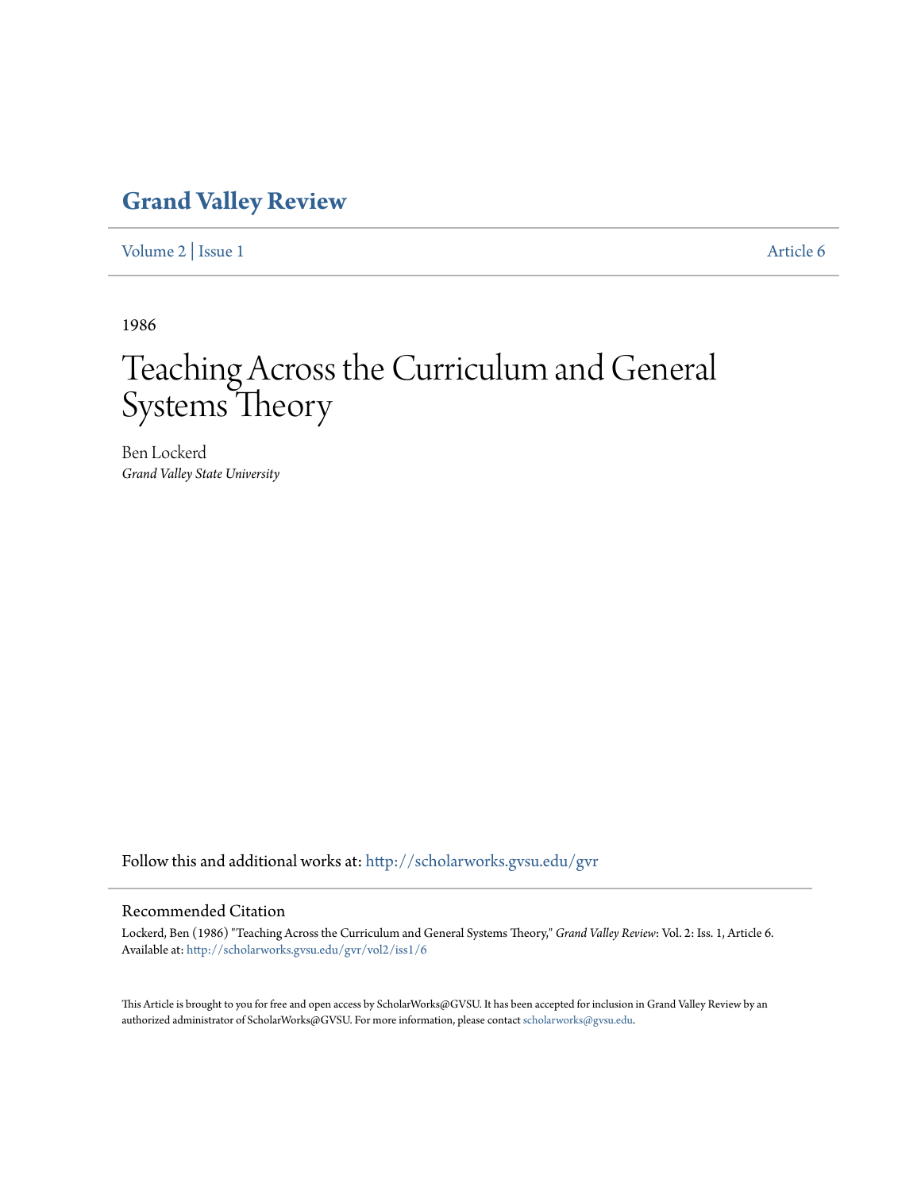# Grand Valley Review

Volume 2 | Issue 1 Article 6

1986

# Teaching Across the Curriculum and General Systems Theory

Ben Lockerd
*Grand Valley State University*

Follow this and additional works at: http://scholarworks.gvsu.edu/gvr

## Recommended Citation

Lockerd, Ben (1986) "Teaching Across the Curriculum and General Systems Theory," *Grand Valley Review*: Vol. 2: Iss. 1, Article 6.
Available at: http://scholarworks.gvsu.edu/gvr/vol2/iss1/6

This Article is brought to you for free and open access by ScholarWorks@GVSU. It has been accepted for inclusion in Grand Valley Review by an authorized administrator of ScholarWorks@GVSU. For more information, please contact scholarworks@gvsu.edu.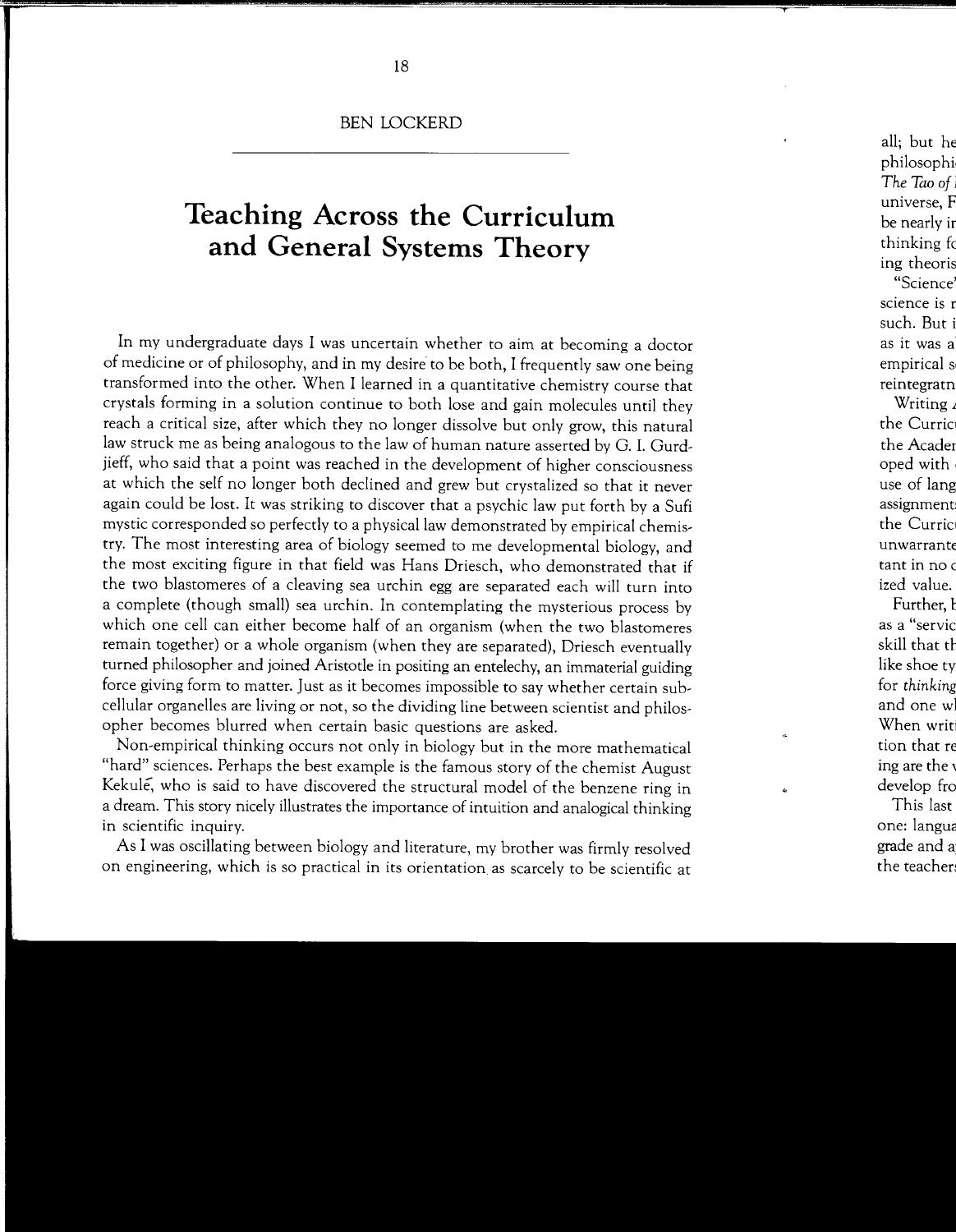BEN LOCKERD

# Teaching Across the Curriculum and General Systems Theory

In my undergraduate days I was uncertain whether to aim at becoming a doctor of medicine or of philosophy, and in my desire to be both, I frequently saw one being transformed into the other. When I learned in a quantitative chemistry course that crystals forming in a solution continue to both lose and gain molecules until they reach a critical size, after which they no longer dissolve but only grow, this natural law struck me as being analogous to the law of human nature asserted by G. I. Gurdjieff, who said that a point was reached in the development of higher consciousness at which the self no longer both declined and grew but crystalized so that it never again could be lost. It was striking to discover that a psychic law put forth by a Sufi mystic corresponded so perfectly to a physical law demonstrated by empirical chemistry. The most interesting area of biology seemed to me developmental biology, and the most exciting figure in that field was Hans Driesch, who demonstrated that if the two blastomeres of a cleaving sea urchin egg are separated each will turn into a complete (though small) sea urchin. In contemplating the mysterious process by which one cell can either become half of an organism (when the two blastomeres remain together) or a whole organism (when they are separated), Driesch eventually turned philosopher and joined Aristotle in positing an entelechy, an immaterial guiding force giving form to matter. Just as it becomes impossible to say whether certain subcellular organelles are living or not, so the dividing line between scientist and philosopher becomes blurred when certain basic questions are asked.

Non-empirical thinking occurs not only in biology but in the more mathematical "hard" sciences. Perhaps the best example is the famous story of the chemist August Kekulé, who is said to have discovered the structural model of the benzene ring in a dream. This story nicely illustrates the importance of intuition and analogical thinking in scientific inquiry.

As I was oscillating between biology and literature, my brother was firmly resolved on engineering, which is so practical in its orientation as scarcely to be scientific at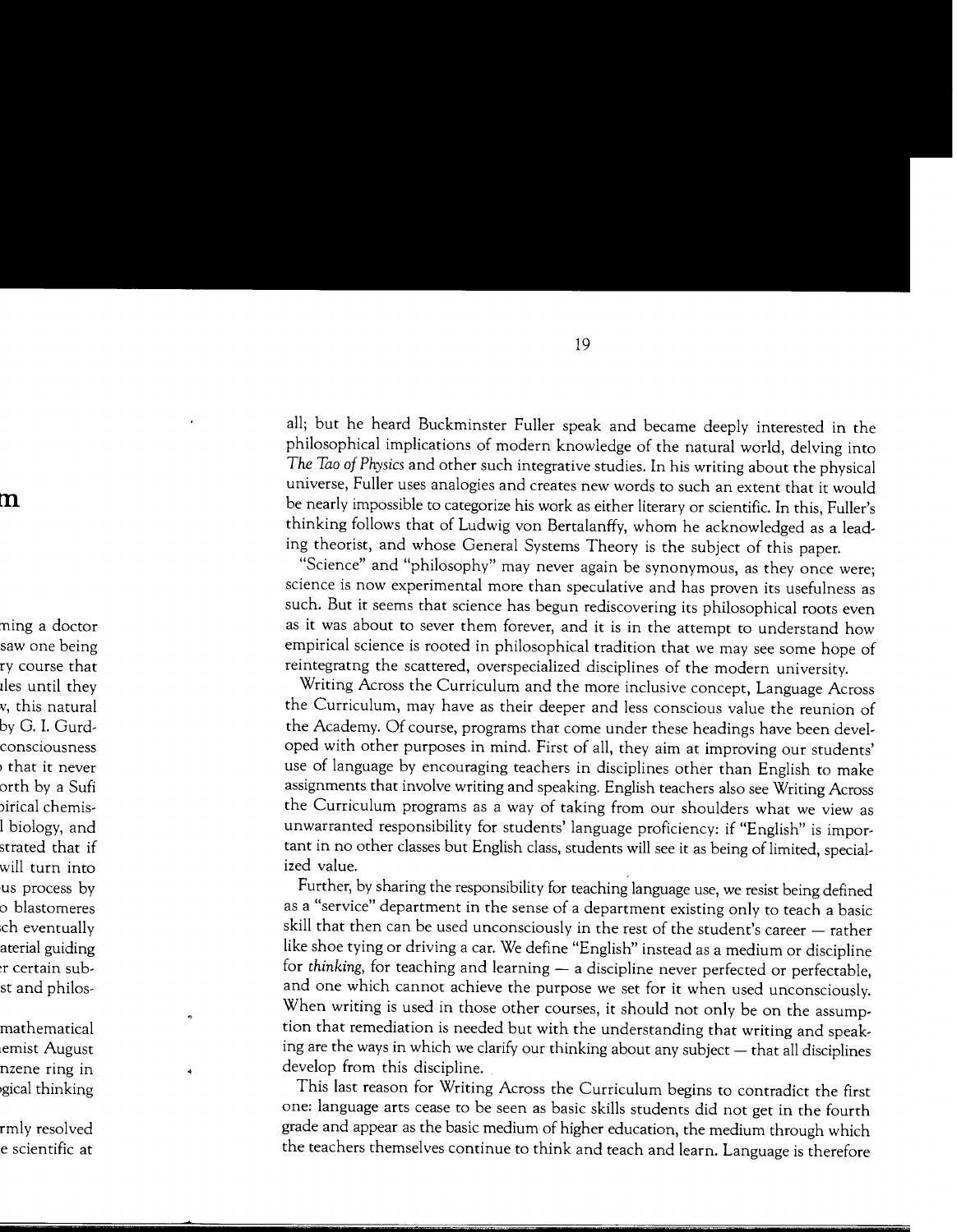all; but he heard Buckminster Fuller speak and became deeply interested in the philosophical implications of modern knowledge of the natural world, delving into *The Tao of Physics* and other such integrative studies. In his writing about the physical universe, Fuller uses analogies and creates new words to such an extent that it would be nearly impossible to categorize his work as either literary or scientific. In this, Fuller's thinking follows that of Ludwig von Bertalanffy, whom he acknowledged as a leading theorist, and whose General Systems Theory is the subject of this paper.

"Science" and "philosophy" may never again be synonymous, as they once were; science is now experimental more than speculative and has proven its usefulness as such. But it seems that science has begun rediscovering its philosophical roots even as it was about to sever them forever, and it is in the attempt to understand how empirical science is rooted in philosophical tradition that we may see some hope of reintegratng the scattered, overspecialized disciplines of the modern university.

Writing Across the Curriculum and the more inclusive concept, Language Across the Curriculum, may have as their deeper and less conscious value the reunion of the Academy. Of course, programs that come under these headings have been developed with other purposes in mind. First of all, they aim at improving our students' use of language by encouraging teachers in disciplines other than English to make assignments that involve writing and speaking. English teachers also see Writing Across the Curriculum programs as a way of taking from our shoulders what we view as unwarranted responsibility for students' language proficiency: if "English" is important in no other classes but English class, students will see it as being of limited, specialized value.

Further, by sharing the responsibility for teaching language use, we resist being defined as a "service" department in the sense of a department existing only to teach a basic skill that then can be used unconsciously in the rest of the student's career — rather like shoe tying or driving a car. We define "English" instead as a medium or discipline for *thinking*, for teaching and learning — a discipline never perfected or perfectable, and one which cannot achieve the purpose we set for it when used unconsciously. When writing is used in those other courses, it should not only be on the assumption that remediation is needed but with the understanding that writing and speaking are the ways in which we clarify our thinking about any subject — that all disciplines develop from this discipline.

This last reason for Writing Across the Curriculum begins to contradict the first one: language arts cease to be seen as basic skills students did not get in the fourth grade and appear as the basic medium of higher education, the medium through which the teachers themselves continue to think and teach and learn. Language is therefore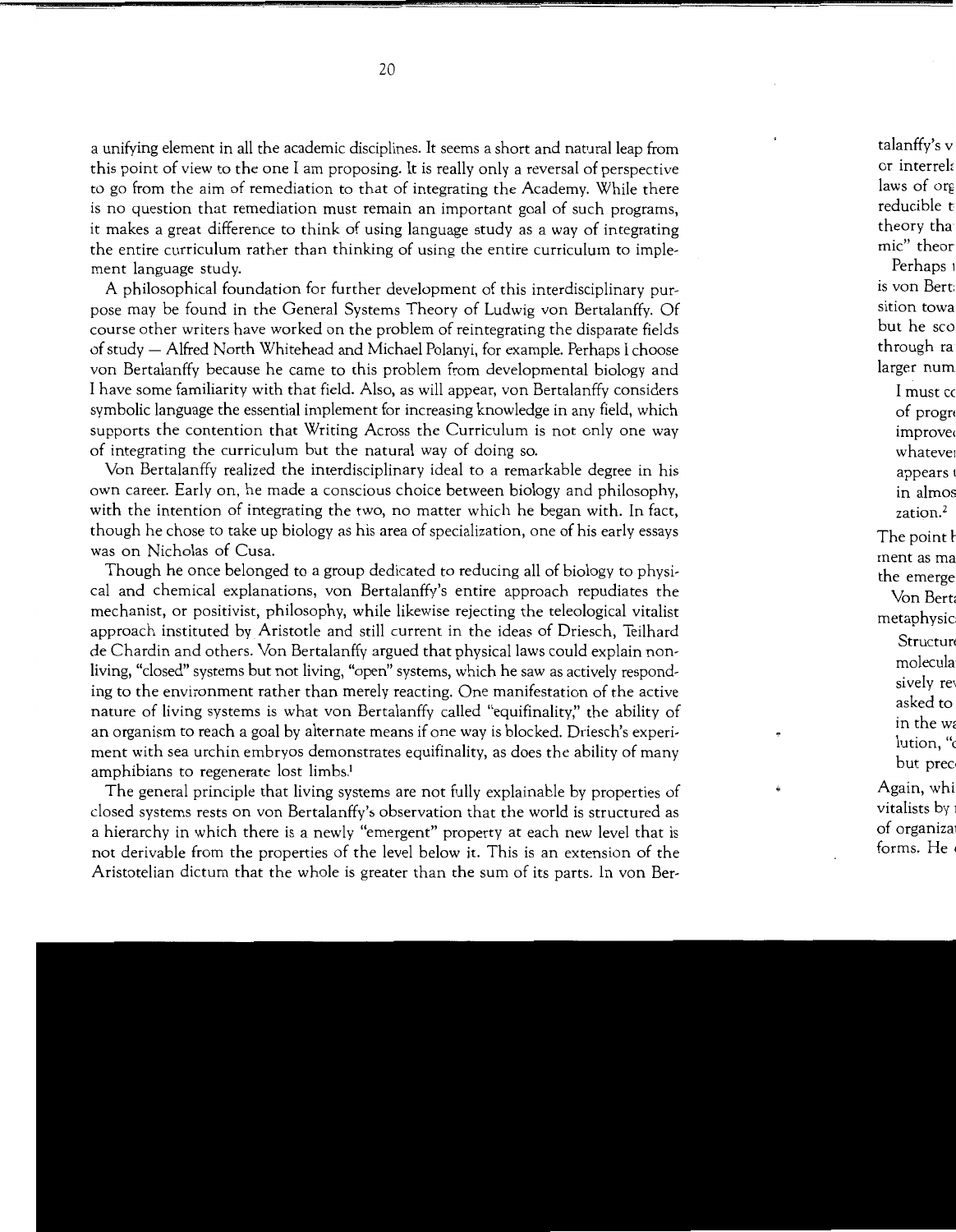a unifying element in all the academic disciplines. It seems a short and natural leap from this point of view to the one I am proposing. It is really only a reversal of perspective to go from the aim of remediation to that of integrating the Academy. While there is no question that remediation must remain an important goal of such programs, it makes a great difference to think of using language study as a way of integrating the entire curriculum rather than thinking of using the entire curriculum to implement language study.

A philosophical foundation for further development of this interdisciplinary purpose may be found in the General Systems Theory of Ludwig von Bertalanffy. Of course other writers have worked on the problem of reintegrating the disparate fields of study — Alfred North Whitehead and Michael Polanyi, for example. Perhaps I choose von Bertalanffy because he came to this problem from developmental biology and I have some familiarity with that field. Also, as will appear, von Bertalanffy considers symbolic language the essential implement for increasing knowledge in any field, which supports the contention that Writing Across the Curriculum is not only one way of integrating the curriculum but the natural way of doing so.

Von Bertalanffy realized the interdisciplinary ideal to a remarkable degree in his own career. Early on, he made a conscious choice between biology and philosophy, with the intention of integrating the two, no matter which he began with. In fact, though he chose to take up biology as his area of specialization, one of his early essays was on Nicholas of Cusa.

Though he once belonged to a group dedicated to reducing all of biology to physical and chemical explanations, von Bertalanffy's entire approach repudiates the mechanist, or positivist, philosophy, while likewise rejecting the teleological vitalist approach instituted by Aristotle and still current in the ideas of Driesch, Teilhard de Chardin and others. Von Bertalanffy argued that physical laws could explain nonliving, "closed" systems but not living, "open" systems, which he saw as actively responding to the environment rather than merely reacting. One manifestation of the active nature of living systems is what von Bertalanffy called "equifinality," the ability of an organism to reach a goal by alternate means if one way is blocked. Driesch's experiment with sea urchin embryos demonstrates equifinality, as does the ability of many amphibians to regenerate lost limbs.[1]

The general principle that living systems are not fully explainable by properties of closed systems rests on von Bertalanffy's observation that the world is structured as a hierarchy in which there is a newly "emergent" property at each new level that is not derivable from the properties of the level below it. This is an extension of the Aristotelian dictum that the whole is greater than the sum of its parts. In von Ber-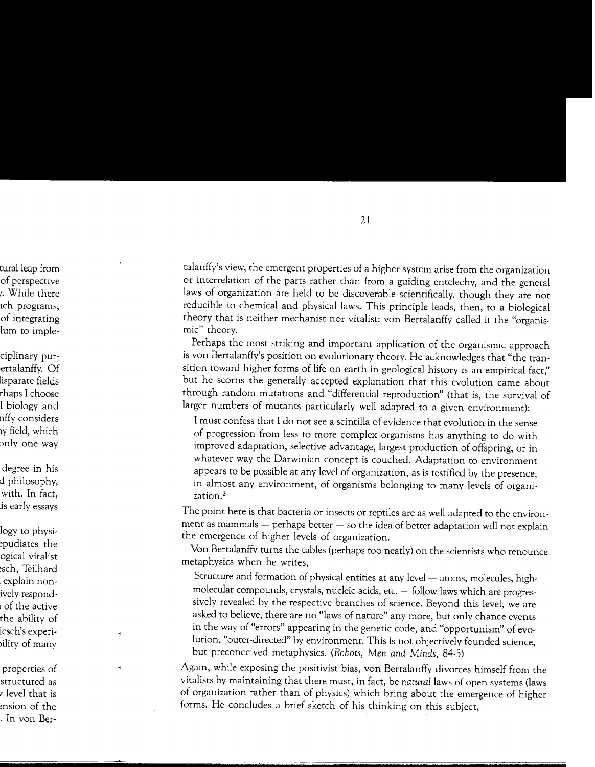talanffy's view, the emergent properties of a higher system arise from the organization or interrelation of the parts rather than from a guiding entelechy, and the general laws of organization are held to be discoverable scientifically, though they are not reducible to chemical and physical laws. This principle leads, then, to a biological theory that is neither mechanist nor vitalist: von Bertalanffy called it the "organismic" theory.

Perhaps the most striking and important application of the organismic approach is von Bertalanffy's position on evolutionary theory. He acknowledges that "the transition toward higher forms of life on earth in geological history is an empirical fact," but he scorns the generally accepted explanation that this evolution came about through random mutations and "differential reproduction" (that is, the survival of larger numbers of mutants particularly well adapted to a given environment):

> I must confess that I do not see a scintilla of evidence that evolution in the sense of progression from less to more complex organisms has anything to do with improved adaptation, selective advantage, largest production of offspring, or in whatever way the Darwinian concept is couched. Adaptation to environment appears to be possible at any level of organization, as is testified by the presence, in almost any environment, of organisms belonging to many levels of organization.[2]

The point here is that bacteria or insects or reptiles are as well adapted to the environment as mammals — perhaps better — so the idea of better adaptation will not explain the emergence of higher levels of organization.

Von Bertalanffy turns the tables (perhaps too neatly) on the scientists who renounce metaphysics when he writes,

> Structure and formation of physical entities at any level — atoms, molecules, high-molecular compounds, crystals, nucleic acids, etc. — follow laws which are progressively revealed by the respective branches of science. Beyond this level, we are asked to believe, there are no "laws of nature" any more, but only chance events in the way of "errors" appearing in the genetic code, and "opportunism" of evolution, "outer-directed" by environment. This is not objectively founded science, but preconceived metaphysics. (*Robots, Men and Minds*, 84-5)

Again, while exposing the positivist bias, von Bertalanffy divorces himself from the vitalists by maintaining that there must, in fact, be *natural* laws of open systems (laws of organization rather than of physics) which bring about the emergence of higher forms. He concludes a brief sketch of his thinking on this subject,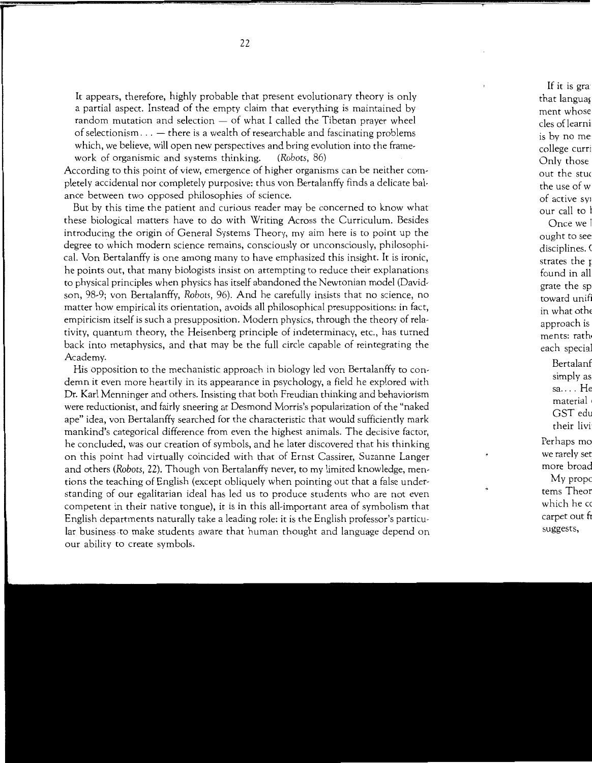> It appears, therefore, highly probable that present evolutionary theory is only a partial aspect. Instead of the empty claim that everything is maintained by random mutation and selection — of what I called the Tibetan prayer wheel of selectionism. . . — there is a wealth of researchable and fascinating problems which, we believe, will open new perspectives and bring evolution into the framework of organismic and systems thinking. (*Robots*, 86)

According to this point of view, emergence of higher organisms can be neither completely accidental nor completely purposive: thus von Bertalanffy finds a delicate balance between two opposed philosophies of science.

But by this time the patient and curious reader may be concerned to know what these biological matters have to do with Writing Across the Curriculum. Besides introducing the origin of General Systems Theory, my aim here is to point up the degree to which modern science remains, consciously or unconsciously, philosophical. Von Bertalanffy is one among many to have emphasized this insight. It is ironic, he points out, that many biologists insist on attempting to reduce their explanations to physical principles when physics has itself abandoned the Newtonian model (Davidson, 98-9; von Bertalanffy, *Robots*, 96). And he carefully insists that no science, no matter how empirical its orientation, avoids all philosophical presuppositions: in fact, empiricism itself is such a presupposition. Modern physics, through the theory of relativity, quantum theory, the Heisenberg principle of indeterminacy, etc., has turned back into metaphysics, and that may be the full circle capable of reintegrating the Academy.

His opposition to the mechanistic approach in biology led von Bertalanffy to condemn it even more heartily in its appearance in psychology, a field he explored with Dr. Karl Menninger and others. Insisting that both Freudian thinking and behaviorism were reductionist, and fairly sneering at Desmond Morris's popularization of the "naked ape" idea, von Bertalanffy searched for the characteristic that would sufficiently mark mankind's categorical difference from even the highest animals. The decisive factor, he concluded, was our creation of symbols, and he later discovered that his thinking on this point had virtually coincided with that of Ernst Cassirer, Suzanne Langer and others (*Robots*, 22). Though von Bertalanffy never, to my limited knowledge, mentions the teaching of English (except obliquely when pointing out that a false understanding of our egalitarian ideal has led us to produce students who are not even competent in their native tongue), it is in this all-important area of symbolism that English departments naturally take a leading role: it is the English professor's particular business to make students aware that human thought and language depend on our ability to create symbols.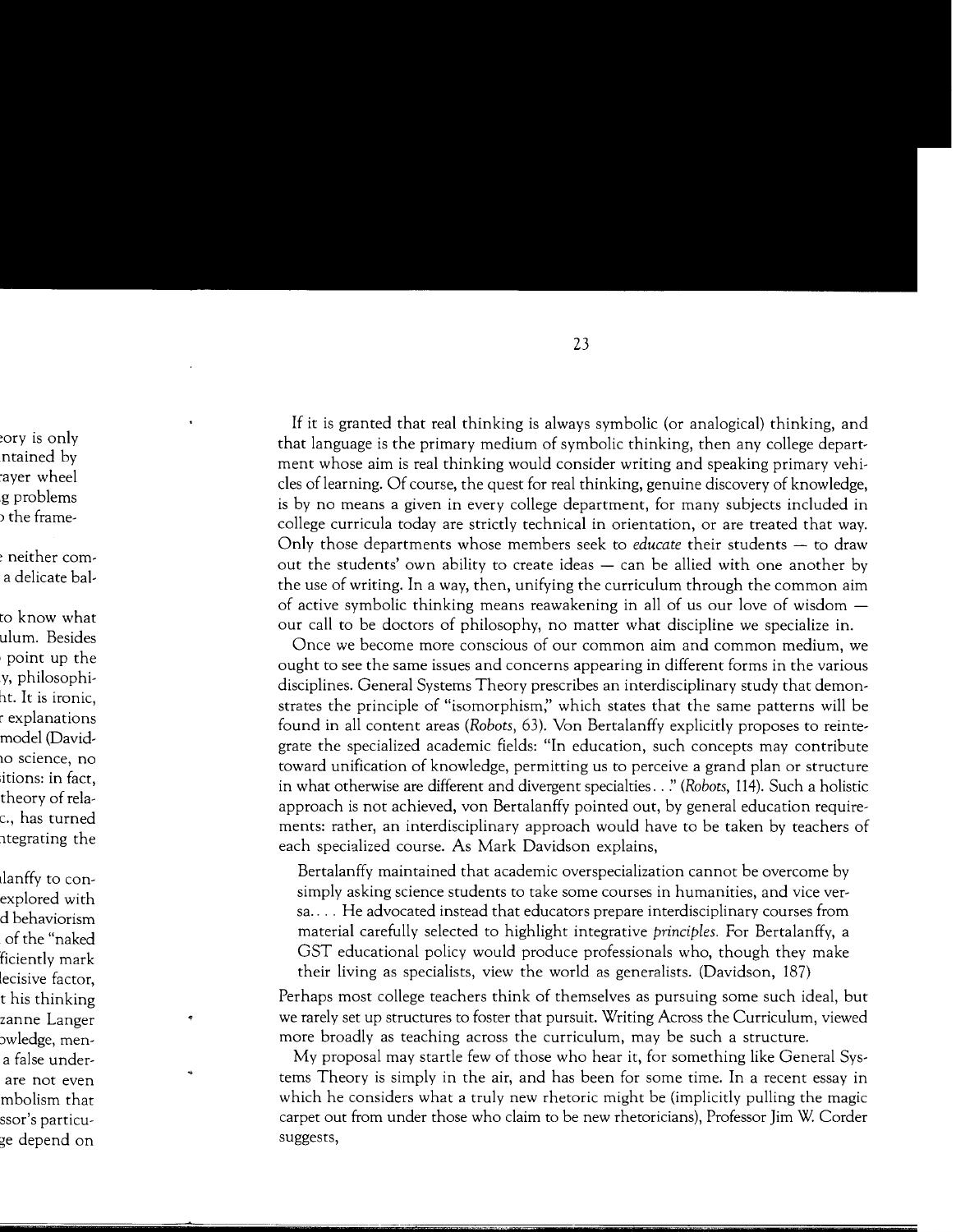If it is granted that real thinking is always symbolic (or analogical) thinking, and that language is the primary medium of symbolic thinking, then any college department whose aim is real thinking would consider writing and speaking primary vehicles of learning. Of course, the quest for real thinking, genuine discovery of knowledge, is by no means a given in every college department, for many subjects included in college curricula today are strictly technical in orientation, or are treated that way. Only those departments whose members seek to *educate* their students — to draw out the students' own ability to create ideas — can be allied with one another by the use of writing. In a way, then, unifying the curriculum through the common aim of active symbolic thinking means reawakening in all of us our love of wisdom — our call to be doctors of philosophy, no matter what discipline we specialize in.

Once we become more conscious of our common aim and common medium, we ought to see the same issues and concerns appearing in different forms in the various disciplines. General Systems Theory prescribes an interdisciplinary study that demonstrates the principle of "isomorphism," which states that the same patterns will be found in all content areas (*Robots*, 63). Von Bertalanffy explicitly proposes to reintegrate the specialized academic fields: "In education, such concepts may contribute toward unification of knowledge, permitting us to perceive a grand plan or structure in what otherwise are different and divergent specialties. . ." (*Robots*, 114). Such a holistic approach is not achieved, von Bertalanffy pointed out, by general education requirements: rather, an interdisciplinary approach would have to be taken by teachers of each specialized course. As Mark Davidson explains,

> Bertalanffy maintained that academic overspecialization cannot be overcome by simply asking science students to take some courses in humanities, and vice versa. . . . He advocated instead that educators prepare interdisciplinary courses from material carefully selected to highlight integrative *principles*. For Bertalanffy, a GST educational policy would produce professionals who, though they make their living as specialists, view the world as generalists. (Davidson, 187)

Perhaps most college teachers think of themselves as pursuing some such ideal, but we rarely set up structures to foster that pursuit. Writing Across the Curriculum, viewed more broadly as teaching across the curriculum, may be such a structure.

My proposal may startle few of those who hear it, for something like General Systems Theory is simply in the air, and has been for some time. In a recent essay in which he considers what a truly new rhetoric might be (implicitly pulling the magic carpet out from under those who claim to be new rhetoricians), Professor Jim W. Corder suggests,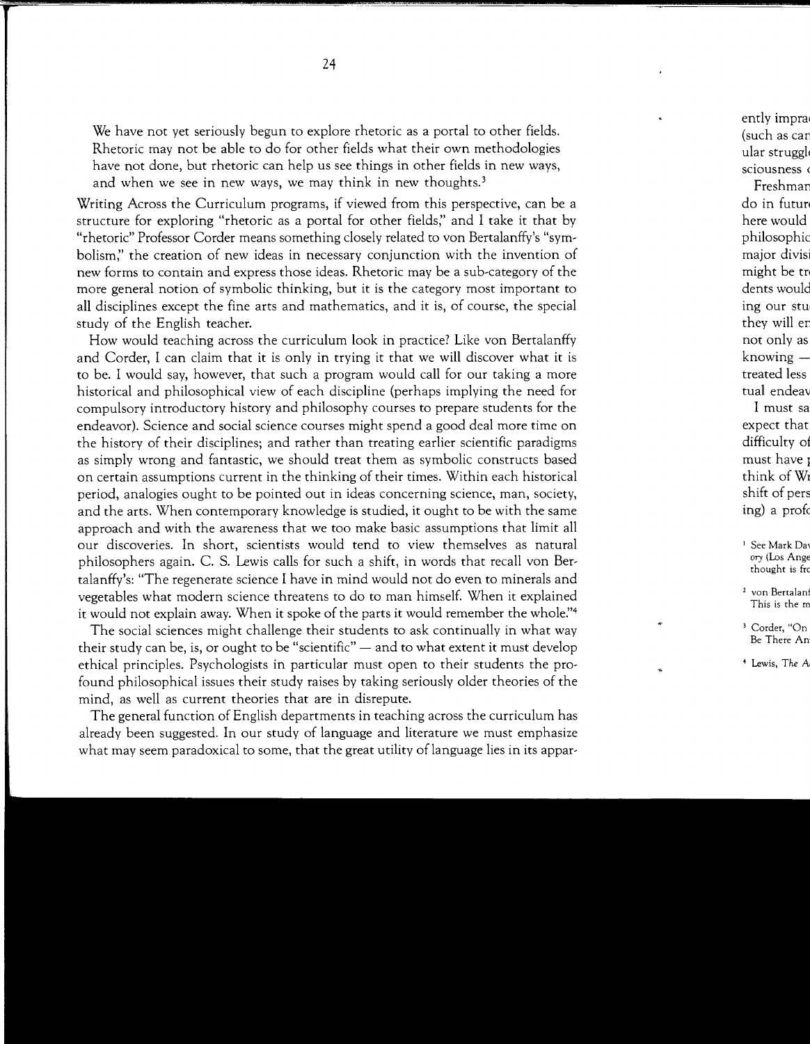> We have not yet seriously begun to explore rhetoric as a portal to other fields. Rhetoric may not be able to do for other fields what their own methodologies have not done, but rhetoric can help us see things in other fields in new ways, and when we see in new ways, we may think in new thoughts.[3]

Writing Across the Curriculum programs, if viewed from this perspective, can be a structure for exploring "rhetoric as a portal for other fields," and I take it that by "rhetoric" Professor Corder means something closely related to von Bertalanffy's "symbolism," the creation of new ideas in necessary conjunction with the invention of new forms to contain and express those ideas. Rhetoric may be a sub-category of the more general notion of symbolic thinking, but it is the category most important to all disciplines except the fine arts and mathematics, and it is, of course, the special study of the English teacher.

How would teaching across the curriculum look in practice? Like von Bertalanffy and Corder, I can claim that it is only in trying it that we will discover what it is to be. I would say, however, that such a program would call for our taking a more historical and philosophical view of each discipline (perhaps implying the need for compulsory introductory history and philosophy courses to prepare students for the endeavor). Science and social science courses might spend a good deal more time on the history of their disciplines; and rather than treating earlier scientific paradigms as simply wrong and fantastic, we should treat them as symbolic constructs based on certain assumptions current in the thinking of their times. Within each historical period, analogies ought to be pointed out in ideas concerning science, man, society, and the arts. When contemporary knowledge is studied, it ought to be with the same approach and with the awareness that we too make basic assumptions that limit all our discoveries. In short, scientists would tend to view themselves as natural philosophers again. C. S. Lewis calls for such a shift, in words that recall von Bertalanffy's: "The regenerate science I have in mind would not do even to minerals and vegetables what modern science threatens to do to man himself. When it explained it would not explain away. When it spoke of the parts it would remember the whole."[4]

The social sciences might challenge their students to ask continually in what way their study can be, is, or ought to be "scientific" — and to what extent it must develop ethical principles. Psychologists in particular must open to their students the profound philosophical issues their study raises by taking seriously older theories of the mind, as well as current theories that are in disrepute.

The general function of English departments in teaching across the curriculum has already been suggested. In our study of language and literature we must emphasize what may seem paradoxical to some, that the great utility of language lies in its appar-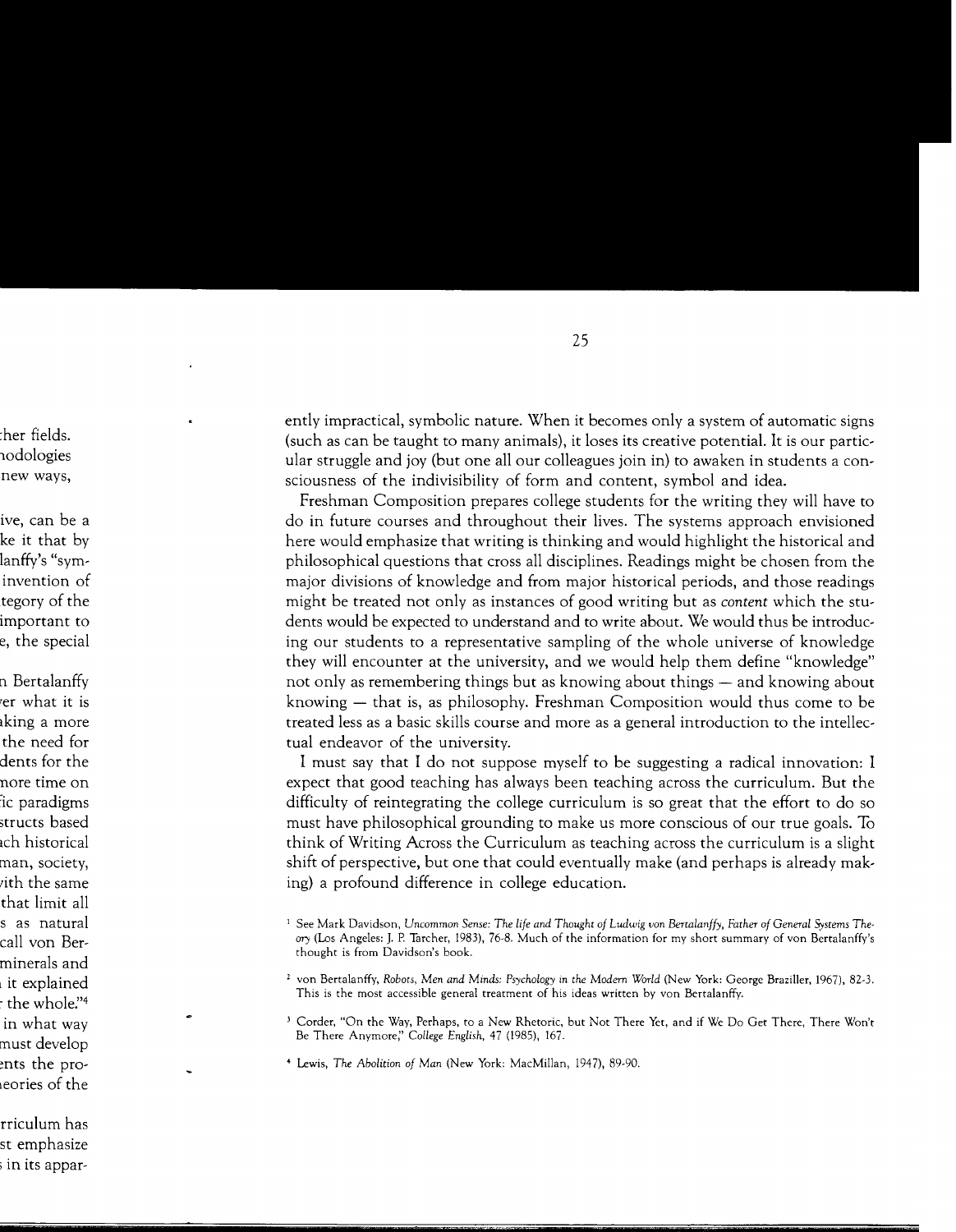ently impractical, symbolic nature. When it becomes only a system of automatic signs (such as can be taught to many animals), it loses its creative potential. It is our particular struggle and joy (but one all our colleagues join in) to awaken in students a consciousness of the indivisibility of form and content, symbol and idea.

Freshman Composition prepares college students for the writing they will have to do in future courses and throughout their lives. The systems approach envisioned here would emphasize that writing is thinking and would highlight the historical and philosophical questions that cross all disciplines. Readings might be chosen from the major divisions of knowledge and from major historical periods, and those readings might be treated not only as instances of good writing but as *content* which the students would be expected to understand and to write about. We would thus be introducing our students to a representative sampling of the whole universe of knowledge they will encounter at the university, and we would help them define "knowledge" not only as remembering things but as knowing about things — and knowing about knowing — that is, as philosophy. Freshman Composition would thus come to be treated less as a basic skills course and more as a general introduction to the intellectual endeavor of the university.

I must say that I do not suppose myself to be suggesting a radical innovation: I expect that good teaching has always been teaching across the curriculum. But the difficulty of reintegrating the college curriculum is so great that the effort to do so must have philosophical grounding to make us more conscious of our true goals. To think of Writing Across the Curriculum as teaching across the curriculum is a slight shift of perspective, but one that could eventually make (and perhaps is already making) a profound difference in college education.

[1] See Mark Davidson, *Uncommon Sense: The life and Thought of Ludwig von Bertalanffy, Father of General Systems Theory* (Los Angeles: J. P. Tarcher, 1983), 76-8. Much of the information for my short summary of von Bertalanffy's thought is from Davidson's book.

[2] von Bertalanffy, *Robots, Men and Minds: Psychology in the Modern World* (New York: George Braziller, 1967), 82-3. This is the most accessible general treatment of his ideas written by von Bertalanffy.

[3] Corder, "On the Way, Perhaps, to a New Rhetoric, but Not There Yet, and if We Do Get There, There Won't Be There Anymore," *College English*, 47 (1985), 167.

[4] Lewis, *The Abolition of Man* (New York: MacMillan, 1947), 89-90.